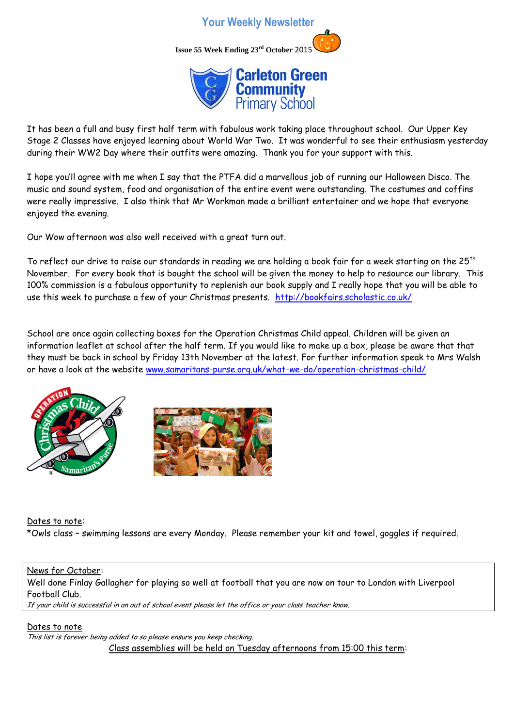# Your Weekly Newsletter

**Issue 55 Week Ending 23rd October 2015**

## Carleton Green Community Primary School

It has been a full and busy first half term with fabulous work taking place throughout school. Our Upper Key Stage 2 Classes have enjoyed learning about World War Two. It was wonderful to see their enthusiasm yesterday during their WW2 Day where their outfits were amazing. Thank you for your support with this.

I hope you'll agree with me when I say that the PTFA did a marvellous job of running our Halloween Disco. The music and sound system, food and organisation of the entire event were outstanding. The costumes and coffins were really impressive. I also think that Mr Workman made a brilliant entertainer and we hope that everyone enjoyed the evening.

Our Wow afternoon was also well received with a great turn out.

To reflect our drive to raise our standards in reading we are holding a book fair for a week starting on the 25th November. For every book that is bought the school will be given the money to help to resource our library. This 100% commission is a fabulous opportunity to replenish our book supply and I really hope that you will be able to use this week to purchase a few of your Christmas presents. http://bookfairs.scholastic.co.uk/

School are once again collecting boxes for the Operation Christmas Child appeal. Children will be given an information leaflet at school after the half term. If you would like to make up a box, please be aware that that they must be back in school by Friday 13th November at the latest. For further information speak to Mrs Walsh or have a look at the website www.samaritans-purse.org.uk/what-we-do/operation-christmas-child/

Dates to note:

*Owls class – swimming lessons are every Monday. Please remember your kit and towel, goggles if required.

News for October:

Well done Finlay Gallagher for playing so well at football that you are now on tour to London with Liverpool Football Club.

*If your child is successful in an out of school event please let the office or your class teacher know.*

Dates to note

*This list is forever being added to so please ensure you keep checking.*

Class assemblies will be held on Tuesday afternoons from 15:00 this term: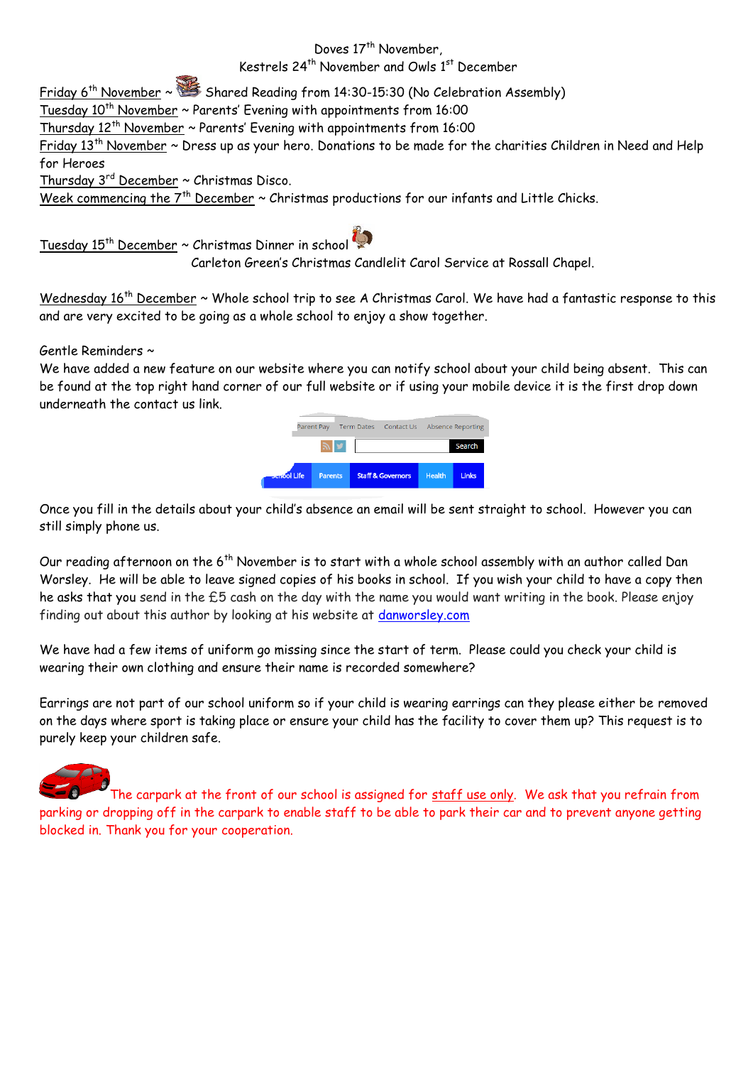Doves 17th November,
Kestrels 24th November and Owls 1st December

Friday 6th November ~ Shared Reading from 14:30-15:30 (No Celebration Assembly)
Tuesday 10th November ~ Parents' Evening with appointments from 16:00
Thursday 12th November ~ Parents' Evening with appointments from 16:00
Friday 13th November ~ Dress up as your hero. Donations to be made for the charities Children in Need and Help for Heroes
Thursday 3rd December ~ Christmas Disco.
Week commencing the 7th December ~ Christmas productions for our infants and Little Chicks.

Tuesday 15th December ~ Christmas Dinner in school
Carleton Green's Christmas Candlelit Carol Service at Rossall Chapel.

Wednesday 16th December ~ Whole school trip to see A Christmas Carol. We have had a fantastic response to this and are very excited to be going as a whole school to enjoy a show together.

Gentle Reminders ~
We have added a new feature on our website where you can notify school about your child being absent. This can be found at the top right hand corner of our full website or if using your mobile device it is the first drop down underneath the contact us link.

Once you fill in the details about your child's absence an email will be sent straight to school. However you can still simply phone us.

Our reading afternoon on the 6th November is to start with a whole school assembly with an author called Dan Worsley. He will be able to leave signed copies of his books in school. If you wish your child to have a copy then he asks that you send in the £5 cash on the day with the name you would want writing in the book. Please enjoy finding out about this author by looking at his website at danworsley.com

We have had a few items of uniform go missing since the start of term. Please could you check your child is wearing their own clothing and ensure their name is recorded somewhere?

Earrings are not part of our school uniform so if your child is wearing earrings can they please either be removed on the days where sport is taking place or ensure your child has the facility to cover them up? This request is to purely keep your children safe.

The carpark at the front of our school is assigned for staff use only. We ask that you refrain from parking or dropping off in the carpark to enable staff to be able to park their car and to prevent anyone getting blocked in. Thank you for your cooperation.